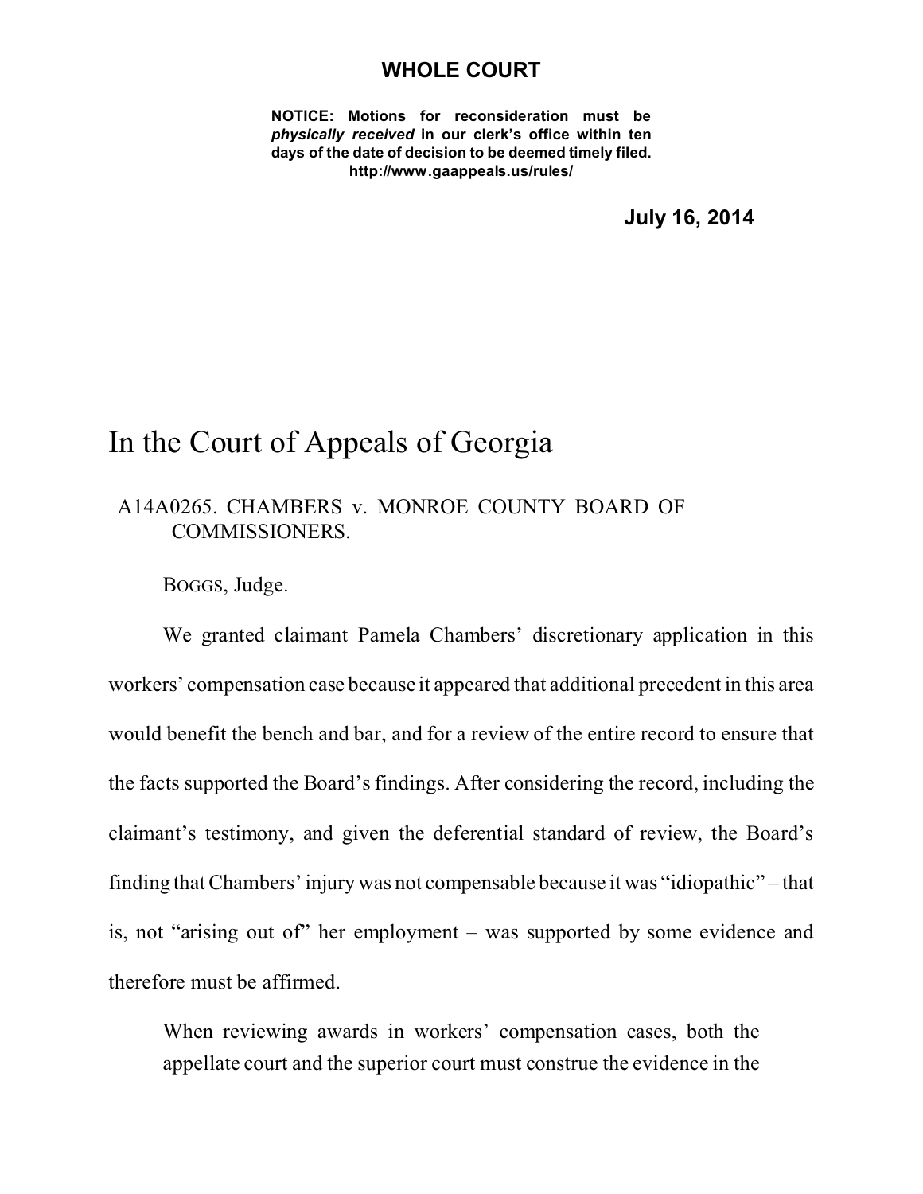**WHOLE COURT**

**NOTICE: Motions for reconsideration must be *physically received* in our clerk's office within ten days of the date of decision to be deemed timely filed.**
**http://www.gaappeals.us/rules/**

**July 16, 2014**

# In the Court of Appeals of Georgia

A14A0265. CHAMBERS v. MONROE COUNTY BOARD OF COMMISSIONERS.

BOGGS, Judge.

We granted claimant Pamela Chambers' discretionary application in this workers' compensation case because it appeared that additional precedent in this area would benefit the bench and bar, and for a review of the entire record to ensure that the facts supported the Board's findings. After considering the record, including the claimant's testimony, and given the deferential standard of review, the Board's finding that Chambers' injury was not compensable because it was "idiopathic" – that is, not "arising out of" her employment – was supported by some evidence and therefore must be affirmed.

> When reviewing awards in workers' compensation cases, both the appellate court and the superior court must construe the evidence in the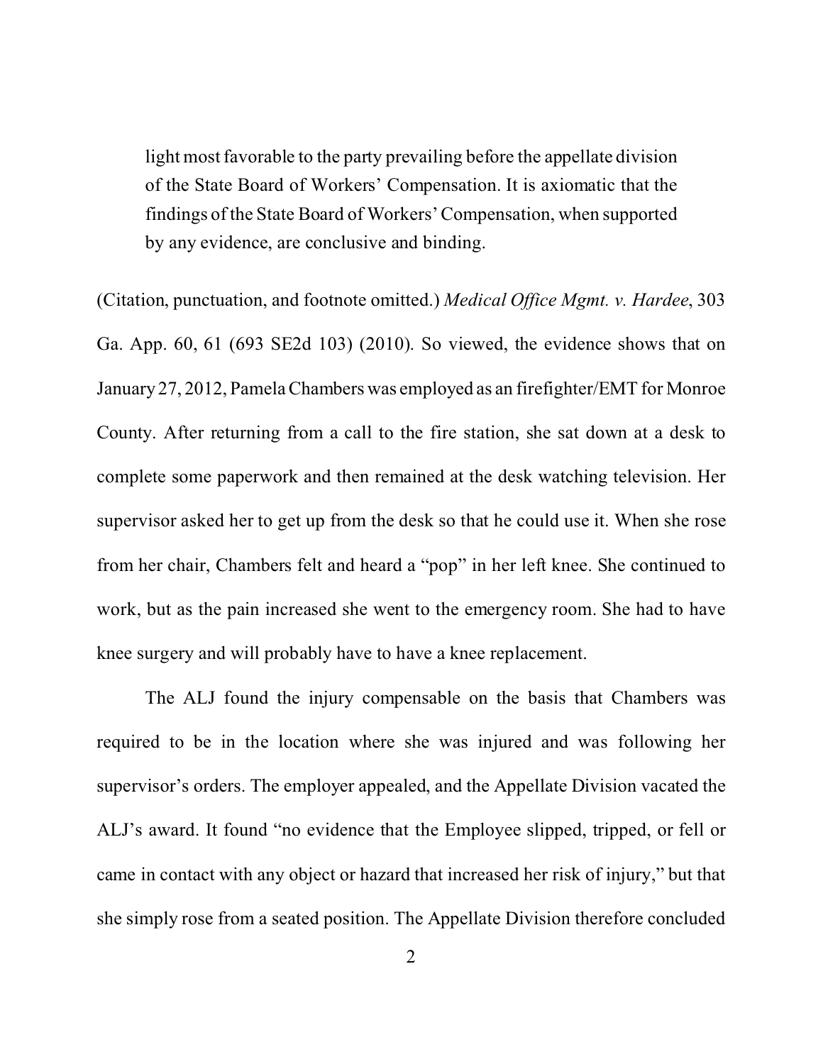> light most favorable to the party prevailing before the appellate division of the State Board of Workers' Compensation. It is axiomatic that the findings of the State Board of Workers' Compensation, when supported by any evidence, are conclusive and binding.

(Citation, punctuation, and footnote omitted.) *Medical Office Mgmt. v. Hardee*, 303 Ga. App. 60, 61 (693 SE2d 103) (2010). So viewed, the evidence shows that on January 27, 2012, Pamela Chambers was employed as an firefighter/EMT for Monroe County. After returning from a call to the fire station, she sat down at a desk to complete some paperwork and then remained at the desk watching television. Her supervisor asked her to get up from the desk so that he could use it. When she rose from her chair, Chambers felt and heard a "pop" in her left knee. She continued to work, but as the pain increased she went to the emergency room. She had to have knee surgery and will probably have to have a knee replacement.

The ALJ found the injury compensable on the basis that Chambers was required to be in the location where she was injured and was following her supervisor's orders. The employer appealed, and the Appellate Division vacated the ALJ's award. It found "no evidence that the Employee slipped, tripped, or fell or came in contact with any object or hazard that increased her risk of injury," but that she simply rose from a seated position. The Appellate Division therefore concluded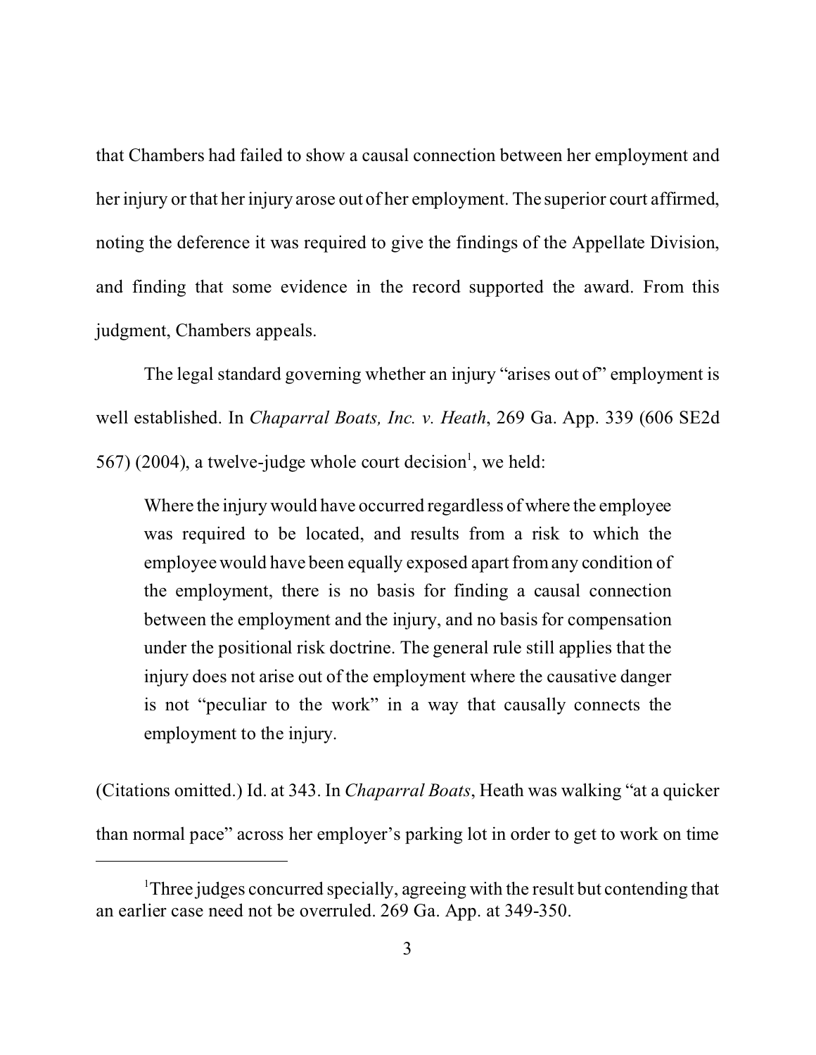that Chambers had failed to show a causal connection between her employment and her injury or that her injury arose out of her employment. The superior court affirmed, noting the deference it was required to give the findings of the Appellate Division, and finding that some evidence in the record supported the award. From this judgment, Chambers appeals.

The legal standard governing whether an injury "arises out of" employment is well established. In *Chaparral Boats, Inc. v. Heath*, 269 Ga. App. 339 (606 SE2d 567) (2004), a twelve-judge whole court decision[1], we held:

> Where the injury would have occurred regardless of where the employee was required to be located, and results from a risk to which the employee would have been equally exposed apart from any condition of the employment, there is no basis for finding a causal connection between the employment and the injury, and no basis for compensation under the positional risk doctrine. The general rule still applies that the injury does not arise out of the employment where the causative danger is not "peculiar to the work" in a way that causally connects the employment to the injury.

(Citations omitted.) Id. at 343. In *Chaparral Boats*, Heath was walking "at a quicker than normal pace" across her employer's parking lot in order to get to work on time

---

[1] Three judges concurred specially, agreeing with the result but contending that an earlier case need not be overruled. 269 Ga. App. at 349-350.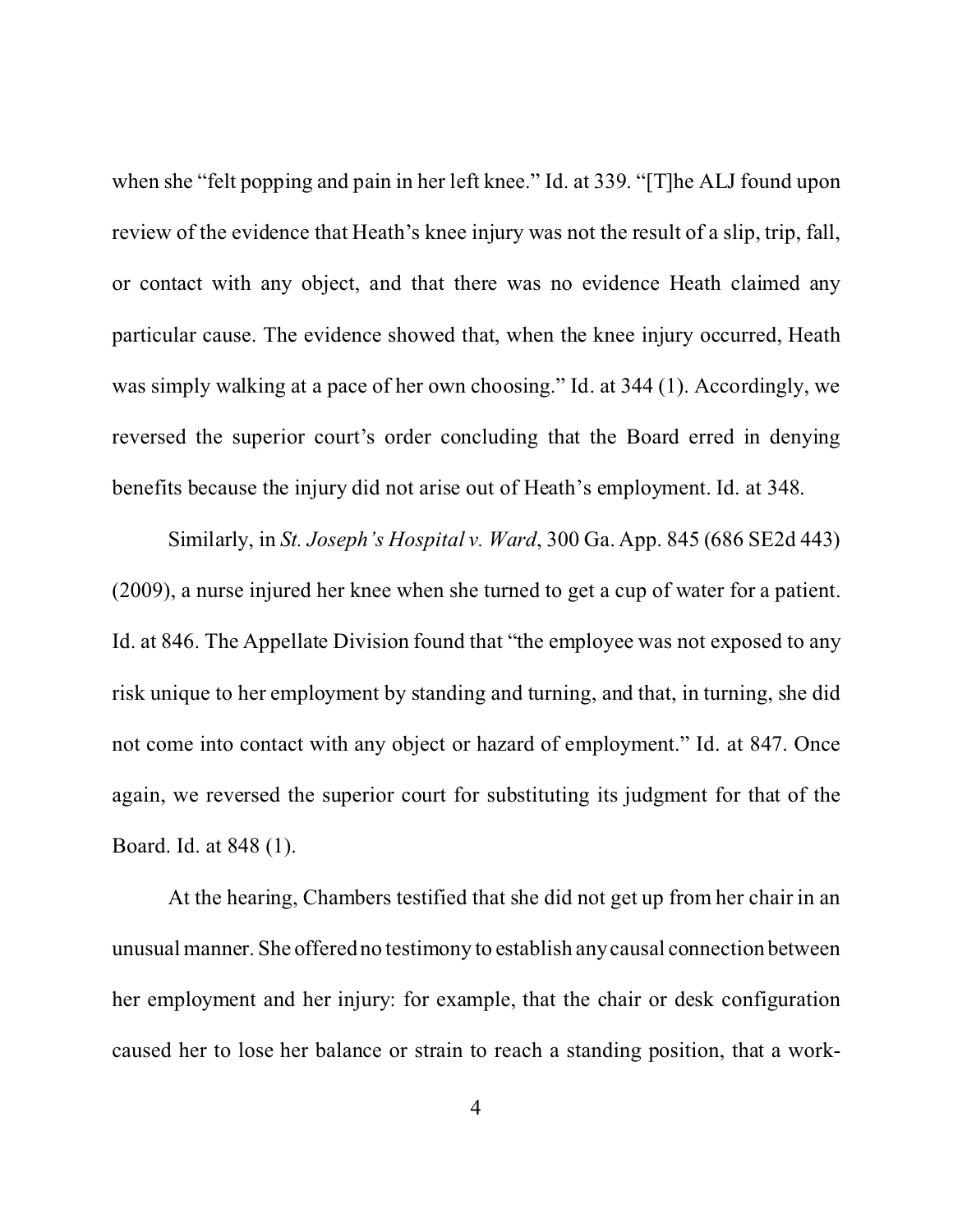when she "felt popping and pain in her left knee." Id. at 339. "[T]he ALJ found upon review of the evidence that Heath's knee injury was not the result of a slip, trip, fall, or contact with any object, and that there was no evidence Heath claimed any particular cause. The evidence showed that, when the knee injury occurred, Heath was simply walking at a pace of her own choosing." Id. at 344 (1). Accordingly, we reversed the superior court's order concluding that the Board erred in denying benefits because the injury did not arise out of Heath's employment. Id. at 348.

Similarly, in *St. Joseph's Hospital v. Ward*, 300 Ga. App. 845 (686 SE2d 443) (2009), a nurse injured her knee when she turned to get a cup of water for a patient. Id. at 846. The Appellate Division found that "the employee was not exposed to any risk unique to her employment by standing and turning, and that, in turning, she did not come into contact with any object or hazard of employment." Id. at 847. Once again, we reversed the superior court for substituting its judgment for that of the Board. Id. at 848 (1).

At the hearing, Chambers testified that she did not get up from her chair in an unusual manner. She offered no testimony to establish any causal connection between her employment and her injury: for example, that the chair or desk configuration caused her to lose her balance or strain to reach a standing position, that a work-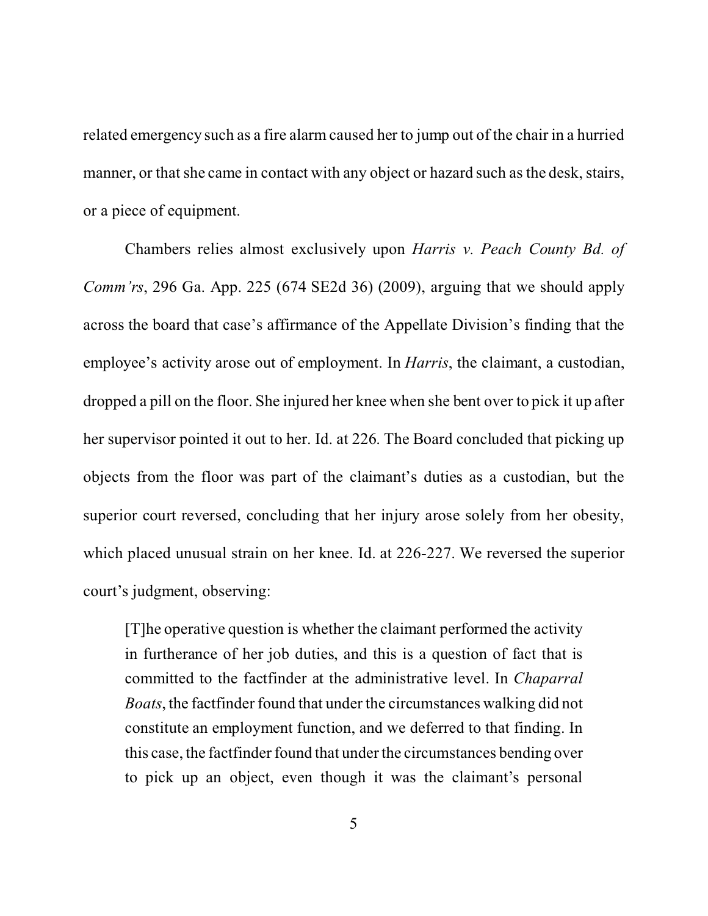related emergency such as a fire alarm caused her to jump out of the chair in a hurried manner, or that she came in contact with any object or hazard such as the desk, stairs, or a piece of equipment.

Chambers relies almost exclusively upon *Harris v. Peach County Bd. of Comm'rs*, 296 Ga. App. 225 (674 SE2d 36) (2009), arguing that we should apply across the board that case's affirmance of the Appellate Division's finding that the employee's activity arose out of employment. In *Harris*, the claimant, a custodian, dropped a pill on the floor. She injured her knee when she bent over to pick it up after her supervisor pointed it out to her. Id. at 226. The Board concluded that picking up objects from the floor was part of the claimant's duties as a custodian, but the superior court reversed, concluding that her injury arose solely from her obesity, which placed unusual strain on her knee. Id. at 226-227. We reversed the superior court's judgment, observing:

> [T]he operative question is whether the claimant performed the activity in furtherance of her job duties, and this is a question of fact that is committed to the factfinder at the administrative level. In *Chaparral Boats*, the factfinder found that under the circumstances walking did not constitute an employment function, and we deferred to that finding. In this case, the factfinder found that under the circumstances bending over to pick up an object, even though it was the claimant's personal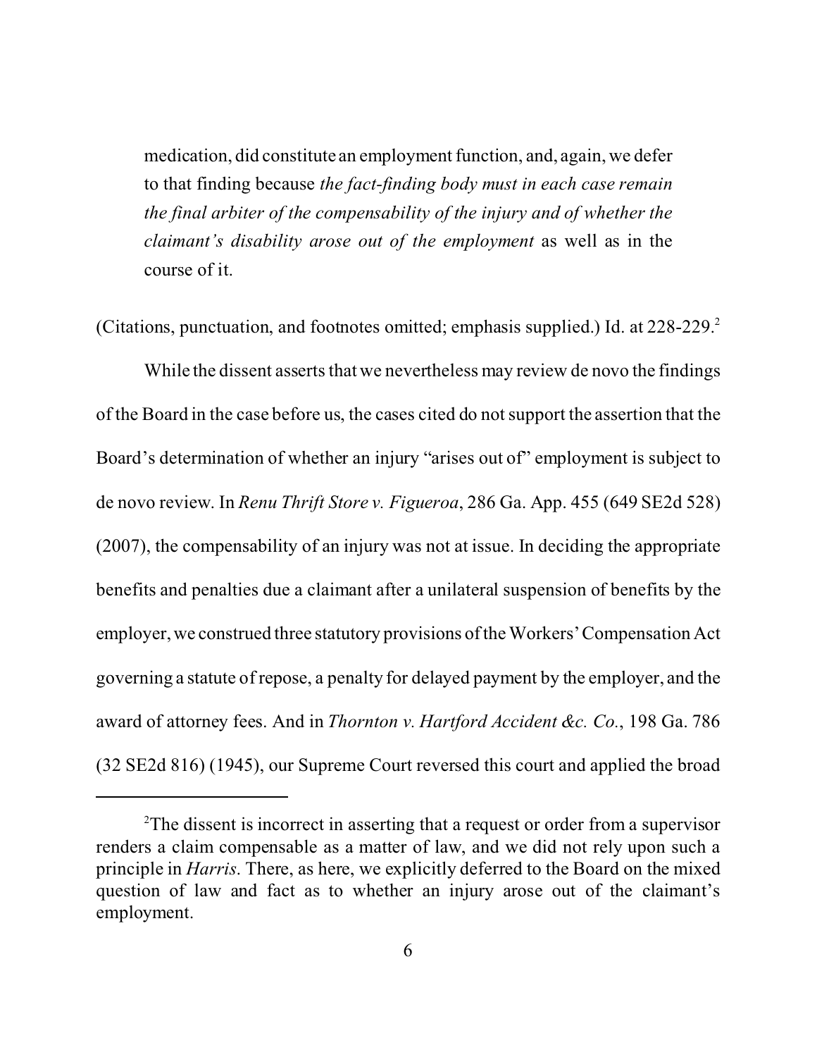> medication, did constitute an employment function, and, again, we defer to that finding because *the fact-finding body must in each case remain the final arbiter of the compensability of the injury and of whether the claimant's disability arose out of the employment* as well as in the course of it.

(Citations, punctuation, and footnotes omitted; emphasis supplied.) Id. at 228-229.[2]

While the dissent asserts that we nevertheless may review de novo the findings of the Board in the case before us, the cases cited do not support the assertion that the Board's determination of whether an injury "arises out of" employment is subject to de novo review. In *Renu Thrift Store v. Figueroa*, 286 Ga. App. 455 (649 SE2d 528) (2007), the compensability of an injury was not at issue. In deciding the appropriate benefits and penalties due a claimant after a unilateral suspension of benefits by the employer, we construed three statutory provisions of the Workers' Compensation Act governing a statute of repose, a penalty for delayed payment by the employer, and the award of attorney fees. And in *Thornton v. Hartford Accident &c. Co.*, 198 Ga. 786 (32 SE2d 816) (1945), our Supreme Court reversed this court and applied the broad

---

[2]The dissent is incorrect in asserting that a request or order from a supervisor renders a claim compensable as a matter of law, and we did not rely upon such a principle in *Harris*. There, as here, we explicitly deferred to the Board on the mixed question of law and fact as to whether an injury arose out of the claimant's employment.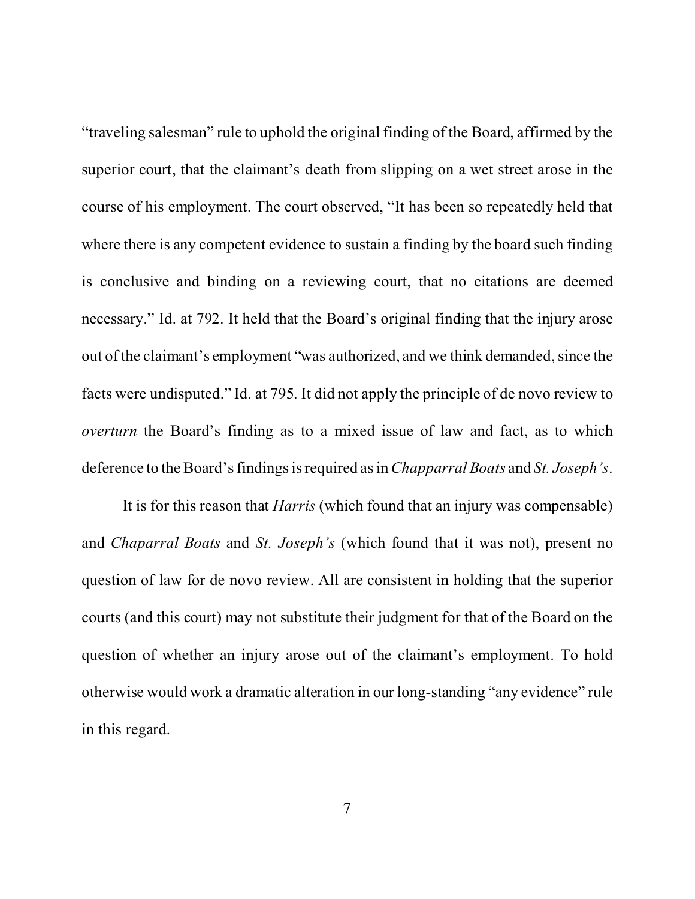"traveling salesman" rule to uphold the original finding of the Board, affirmed by the superior court, that the claimant's death from slipping on a wet street arose in the course of his employment. The court observed, "It has been so repeatedly held that where there is any competent evidence to sustain a finding by the board such finding is conclusive and binding on a reviewing court, that no citations are deemed necessary." Id. at 792. It held that the Board's original finding that the injury arose out of the claimant's employment "was authorized, and we think demanded, since the facts were undisputed." Id. at 795. It did not apply the principle of de novo review to *overturn* the Board's finding as to a mixed issue of law and fact, as to which deference to the Board's findings is required as in *Chapparral Boats* and *St. Joseph's*.

It is for this reason that *Harris* (which found that an injury was compensable) and *Chaparral Boats* and *St. Joseph's* (which found that it was not), present no question of law for de novo review. All are consistent in holding that the superior courts (and this court) may not substitute their judgment for that of the Board on the question of whether an injury arose out of the claimant's employment. To hold otherwise would work a dramatic alteration in our long-standing "any evidence" rule in this regard.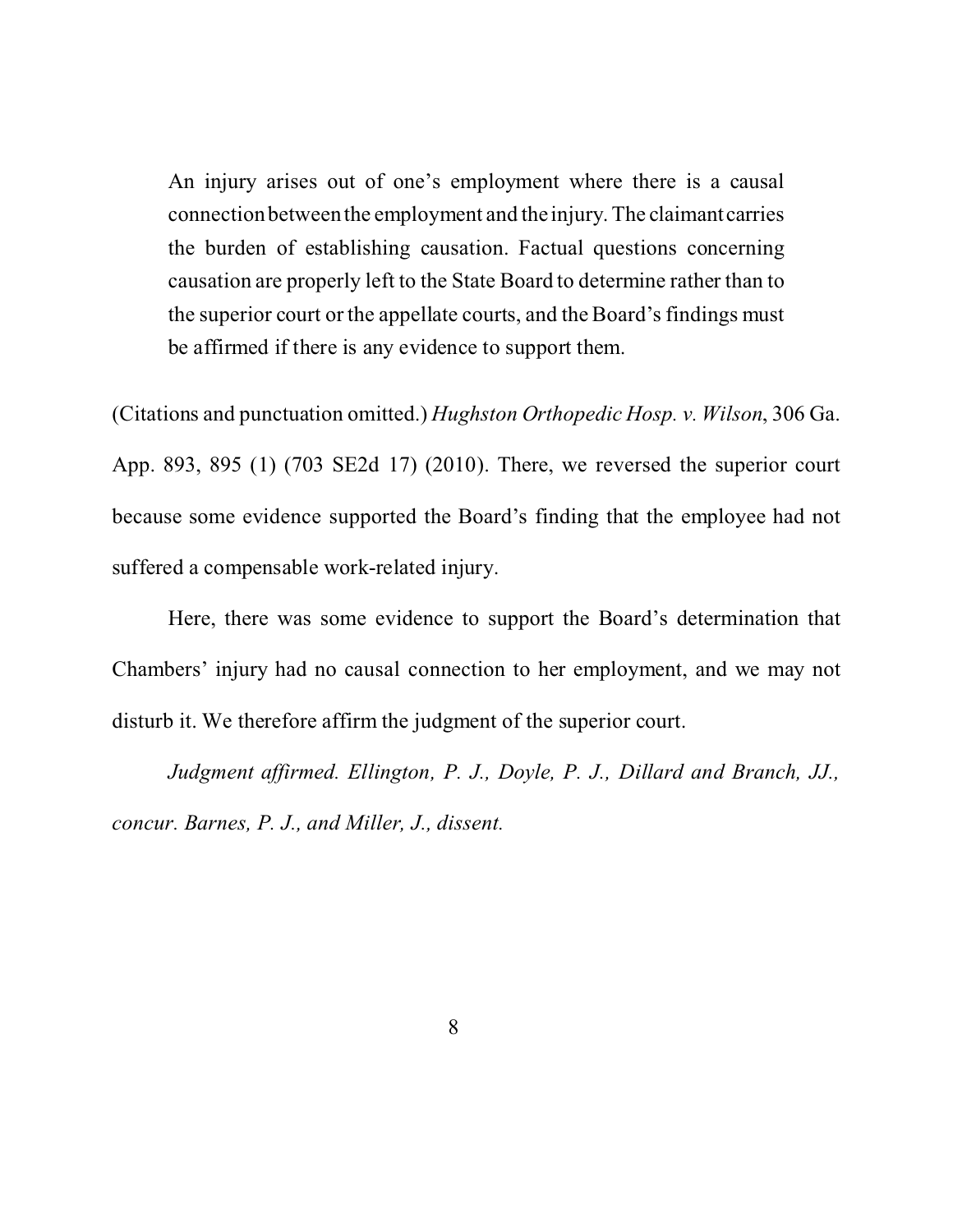> An injury arises out of one's employment where there is a causal connection between the employment and the injury. The claimant carries the burden of establishing causation. Factual questions concerning causation are properly left to the State Board to determine rather than to the superior court or the appellate courts, and the Board's findings must be affirmed if there is any evidence to support them.

(Citations and punctuation omitted.) *Hughston Orthopedic Hosp. v. Wilson*, 306 Ga. App. 893, 895 (1) (703 SE2d 17) (2010). There, we reversed the superior court because some evidence supported the Board's finding that the employee had not suffered a compensable work-related injury.

Here, there was some evidence to support the Board's determination that Chambers' injury had no causal connection to her employment, and we may not disturb it. We therefore affirm the judgment of the superior court.

*Judgment affirmed. Ellington, P. J., Doyle, P. J., Dillard and Branch, JJ., concur. Barnes, P. J., and Miller, J., dissent.*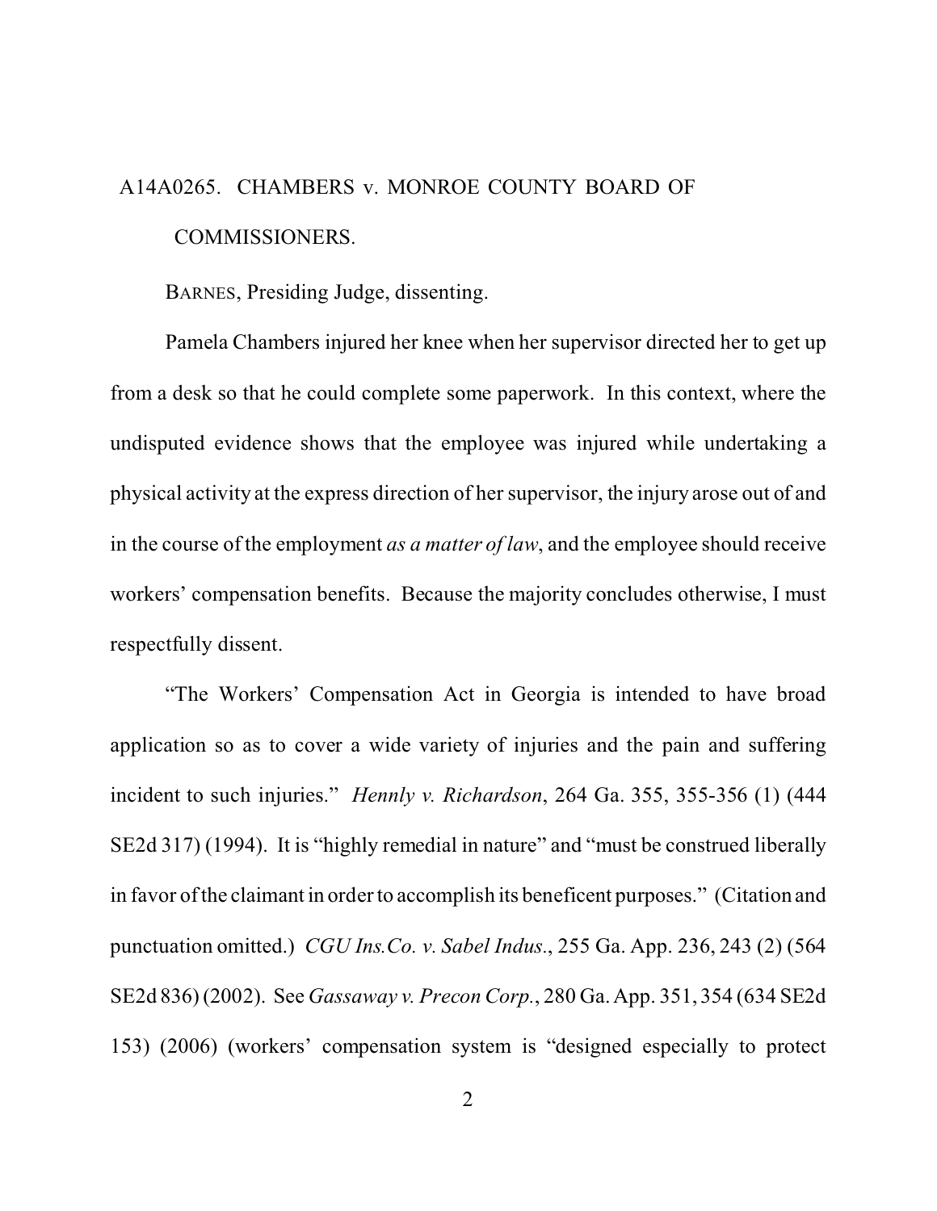A14A0265. CHAMBERS v. MONROE COUNTY BOARD OF COMMISSIONERS.

BARNES, Presiding Judge, dissenting.

Pamela Chambers injured her knee when her supervisor directed her to get up from a desk so that he could complete some paperwork. In this context, where the undisputed evidence shows that the employee was injured while undertaking a physical activity at the express direction of her supervisor, the injury arose out of and in the course of the employment *as a matter of law*, and the employee should receive workers' compensation benefits. Because the majority concludes otherwise, I must respectfully dissent.

"The Workers' Compensation Act in Georgia is intended to have broad application so as to cover a wide variety of injuries and the pain and suffering incident to such injuries." *Hennly v. Richardson*, 264 Ga. 355, 355-356 (1) (444 SE2d 317) (1994). It is "highly remedial in nature" and "must be construed liberally in favor of the claimant in order to accomplish its beneficent purposes." (Citation and punctuation omitted.) *CGU Ins.Co. v. Sabel Indus.*, 255 Ga. App. 236, 243 (2) (564 SE2d 836) (2002). See *Gassaway v. Precon Corp.*, 280 Ga. App. 351, 354 (634 SE2d 153) (2006) (workers' compensation system is "designed especially to protect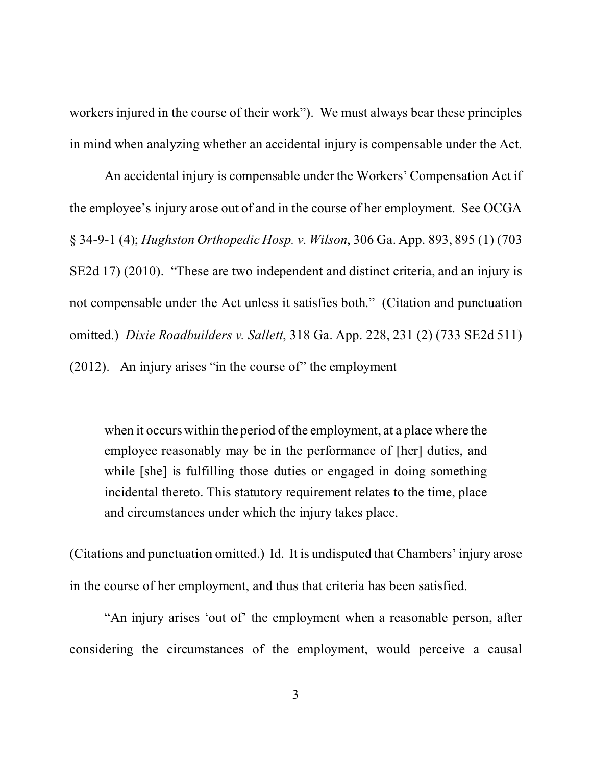workers injured in the course of their work"). We must always bear these principles in mind when analyzing whether an accidental injury is compensable under the Act.

An accidental injury is compensable under the Workers' Compensation Act if the employee's injury arose out of and in the course of her employment. See OCGA § 34-9-1 (4); *Hughston Orthopedic Hosp. v. Wilson*, 306 Ga. App. 893, 895 (1) (703 SE2d 17) (2010). "These are two independent and distinct criteria, and an injury is not compensable under the Act unless it satisfies both." (Citation and punctuation omitted.) *Dixie Roadbuilders v. Sallett*, 318 Ga. App. 228, 231 (2) (733 SE2d 511) (2012). An injury arises "in the course of" the employment

> when it occurs within the period of the employment, at a place where the employee reasonably may be in the performance of [her] duties, and while [she] is fulfilling those duties or engaged in doing something incidental thereto. This statutory requirement relates to the time, place and circumstances under which the injury takes place.

(Citations and punctuation omitted.) Id. It is undisputed that Chambers' injury arose in the course of her employment, and thus that criteria has been satisfied.

"An injury arises 'out of' the employment when a reasonable person, after considering the circumstances of the employment, would perceive a causal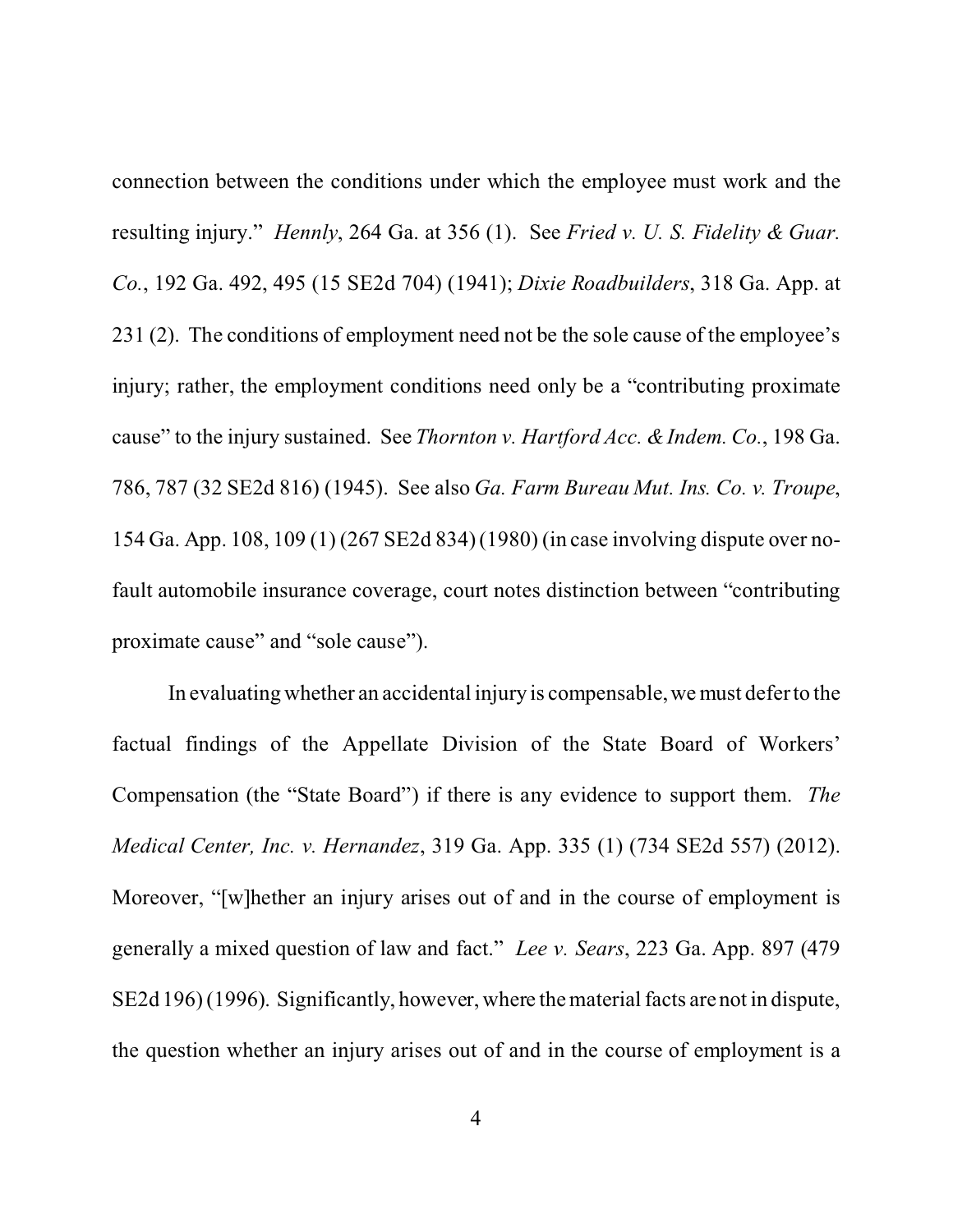connection between the conditions under which the employee must work and the resulting injury." *Hennly*, 264 Ga. at 356 (1). See *Fried v. U. S. Fidelity & Guar. Co.*, 192 Ga. 492, 495 (15 SE2d 704) (1941); *Dixie Roadbuilders*, 318 Ga. App. at 231 (2). The conditions of employment need not be the sole cause of the employee's injury; rather, the employment conditions need only be a "contributing proximate cause" to the injury sustained. See *Thornton v. Hartford Acc. & Indem. Co.*, 198 Ga. 786, 787 (32 SE2d 816) (1945). See also *Ga. Farm Bureau Mut. Ins. Co. v. Troupe*, 154 Ga. App. 108, 109 (1) (267 SE2d 834) (1980) (in case involving dispute over no-fault automobile insurance coverage, court notes distinction between "contributing proximate cause" and "sole cause").

In evaluating whether an accidental injury is compensable, we must defer to the factual findings of the Appellate Division of the State Board of Workers' Compensation (the "State Board") if there is any evidence to support them. *The Medical Center, Inc. v. Hernandez*, 319 Ga. App. 335 (1) (734 SE2d 557) (2012). Moreover, "[w]hether an injury arises out of and in the course of employment is generally a mixed question of law and fact." *Lee v. Sears*, 223 Ga. App. 897 (479 SE2d 196) (1996). Significantly, however, where the material facts are not in dispute, the question whether an injury arises out of and in the course of employment is a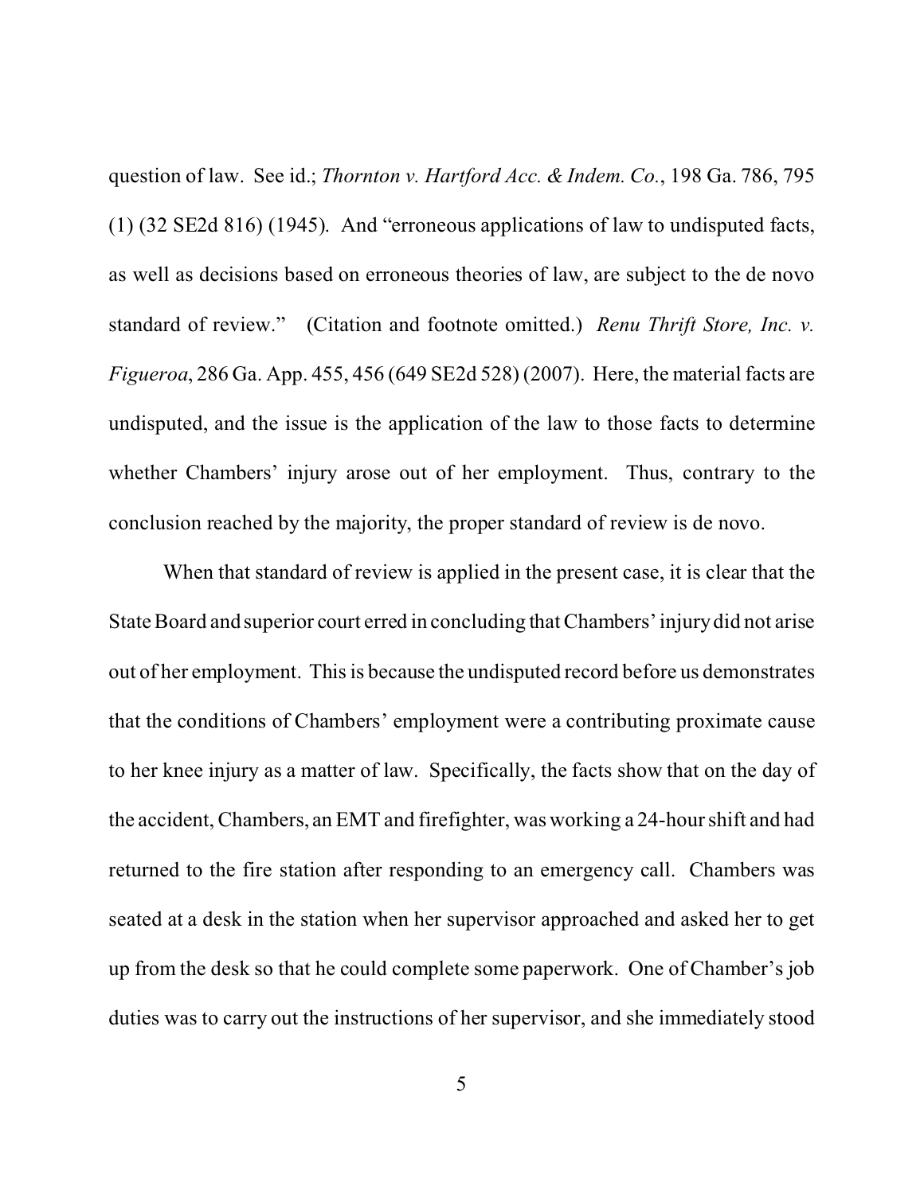question of law. See id.; *Thornton v. Hartford Acc. & Indem. Co.*, 198 Ga. 786, 795 (1) (32 SE2d 816) (1945). And "erroneous applications of law to undisputed facts, as well as decisions based on erroneous theories of law, are subject to the de novo standard of review." (Citation and footnote omitted.) *Renu Thrift Store, Inc. v. Figueroa*, 286 Ga. App. 455, 456 (649 SE2d 528) (2007). Here, the material facts are undisputed, and the issue is the application of the law to those facts to determine whether Chambers' injury arose out of her employment. Thus, contrary to the conclusion reached by the majority, the proper standard of review is de novo.

When that standard of review is applied in the present case, it is clear that the State Board and superior court erred in concluding that Chambers' injury did not arise out of her employment. This is because the undisputed record before us demonstrates that the conditions of Chambers' employment were a contributing proximate cause to her knee injury as a matter of law. Specifically, the facts show that on the day of the accident, Chambers, an EMT and firefighter, was working a 24-hour shift and had returned to the fire station after responding to an emergency call. Chambers was seated at a desk in the station when her supervisor approached and asked her to get up from the desk so that he could complete some paperwork. One of Chamber's job duties was to carry out the instructions of her supervisor, and she immediately stood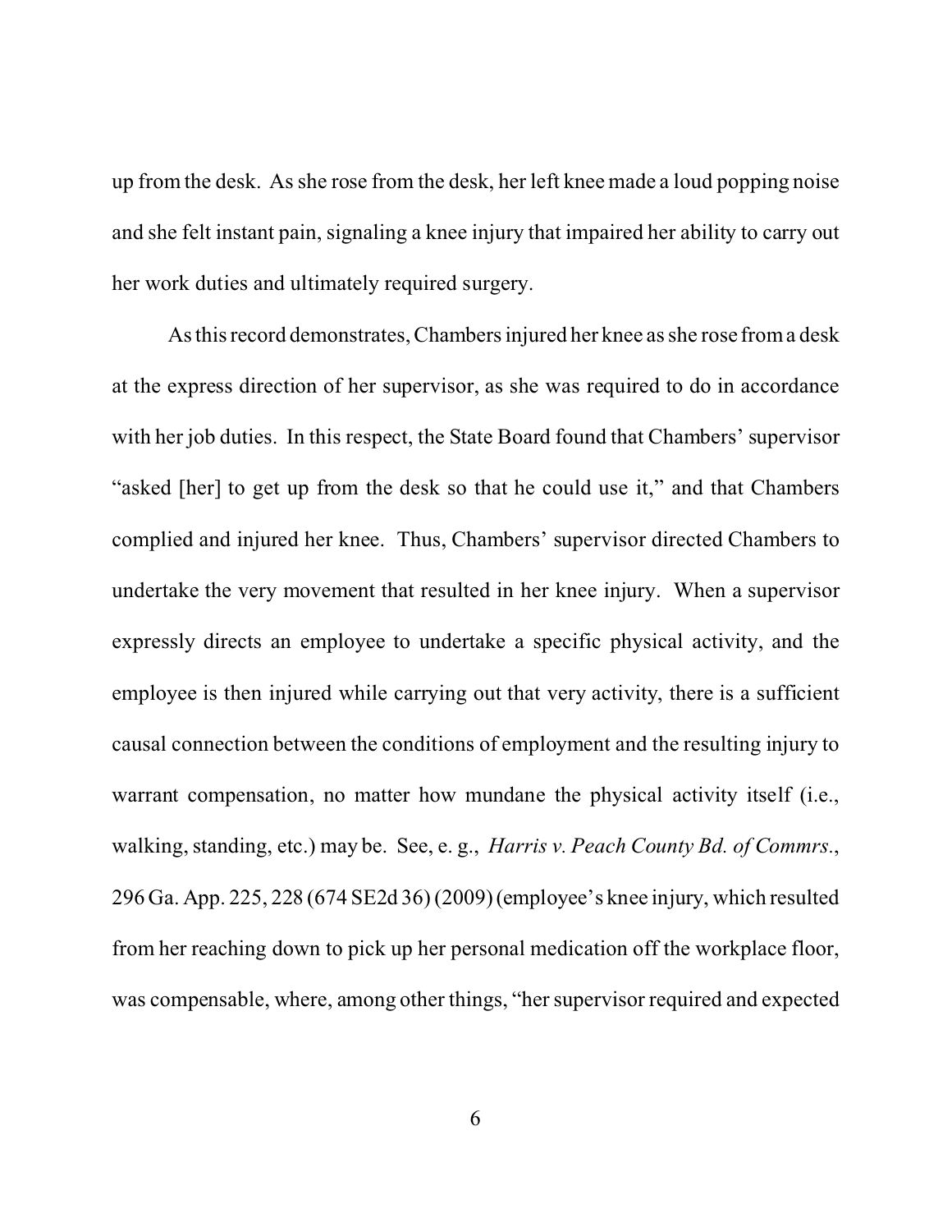up from the desk. As she rose from the desk, her left knee made a loud popping noise and she felt instant pain, signaling a knee injury that impaired her ability to carry out her work duties and ultimately required surgery.

As this record demonstrates, Chambers injured her knee as she rose from a desk at the express direction of her supervisor, as she was required to do in accordance with her job duties. In this respect, the State Board found that Chambers' supervisor "asked [her] to get up from the desk so that he could use it," and that Chambers complied and injured her knee. Thus, Chambers' supervisor directed Chambers to undertake the very movement that resulted in her knee injury. When a supervisor expressly directs an employee to undertake a specific physical activity, and the employee is then injured while carrying out that very activity, there is a sufficient causal connection between the conditions of employment and the resulting injury to warrant compensation, no matter how mundane the physical activity itself (i.e., walking, standing, etc.) may be. See, e. g., *Harris v. Peach County Bd. of Commrs.*, 296 Ga. App. 225, 228 (674 SE2d 36) (2009) (employee's knee injury, which resulted from her reaching down to pick up her personal medication off the workplace floor, was compensable, where, among other things, "her supervisor required and expected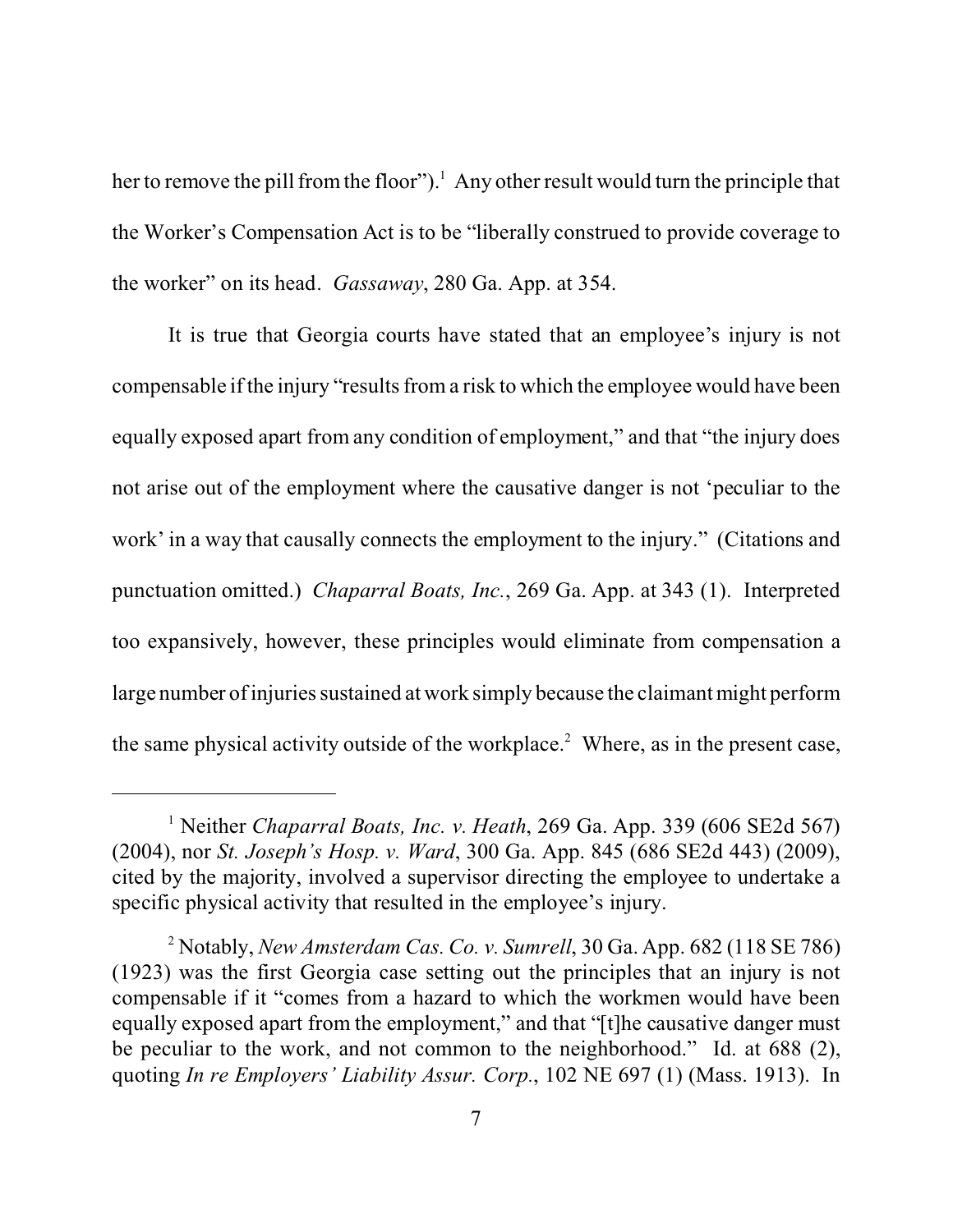her to remove the pill from the floor").[1] Any other result would turn the principle that the Worker's Compensation Act is to be "liberally construed to provide coverage to the worker" on its head. *Gassaway*, 280 Ga. App. at 354.

It is true that Georgia courts have stated that an employee's injury is not compensable if the injury "results from a risk to which the employee would have been equally exposed apart from any condition of employment," and that "the injury does not arise out of the employment where the causative danger is not 'peculiar to the work' in a way that causally connects the employment to the injury." (Citations and punctuation omitted.) *Chaparral Boats, Inc.*, 269 Ga. App. at 343 (1). Interpreted too expansively, however, these principles would eliminate from compensation a large number of injuries sustained at work simply because the claimant might perform the same physical activity outside of the workplace.[2] Where, as in the present case,

---

[1] Neither *Chaparral Boats, Inc. v. Heath*, 269 Ga. App. 339 (606 SE2d 567) (2004), nor *St. Joseph's Hosp. v. Ward*, 300 Ga. App. 845 (686 SE2d 443) (2009), cited by the majority, involved a supervisor directing the employee to undertake a specific physical activity that resulted in the employee's injury.

[2] Notably, *New Amsterdam Cas. Co. v. Sumrell*, 30 Ga. App. 682 (118 SE 786) (1923) was the first Georgia case setting out the principles that an injury is not compensable if it "comes from a hazard to which the workmen would have been equally exposed apart from the employment," and that "[t]he causative danger must be peculiar to the work, and not common to the neighborhood." Id. at 688 (2), quoting *In re Employers' Liability Assur. Corp.*, 102 NE 697 (1) (Mass. 1913). In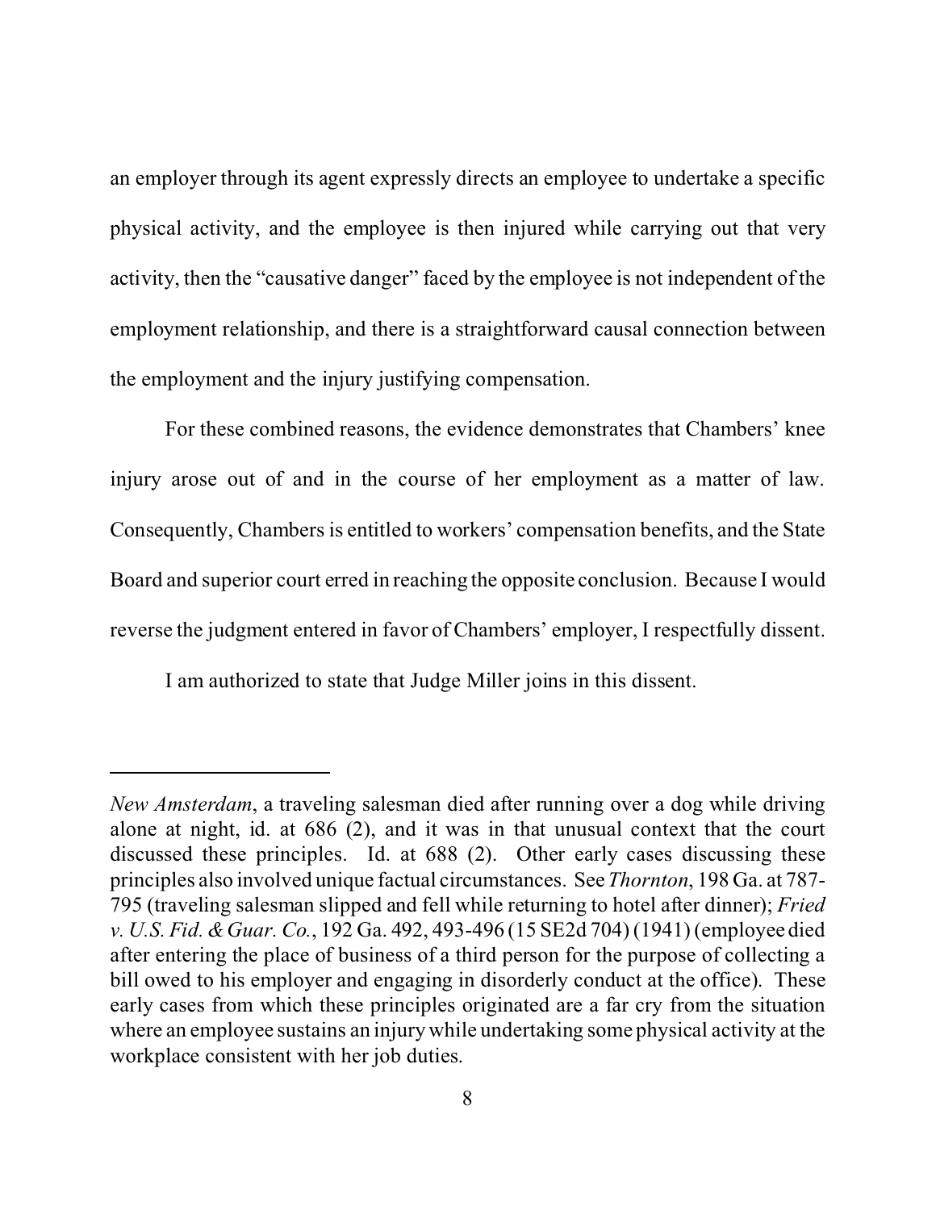an employer through its agent expressly directs an employee to undertake a specific physical activity, and the employee is then injured while carrying out that very activity, then the "causative danger" faced by the employee is not independent of the employment relationship, and there is a straightforward causal connection between the employment and the injury justifying compensation.

For these combined reasons, the evidence demonstrates that Chambers' knee injury arose out of and in the course of her employment as a matter of law. Consequently, Chambers is entitled to workers' compensation benefits, and the State Board and superior court erred in reaching the opposite conclusion. Because I would reverse the judgment entered in favor of Chambers' employer, I respectfully dissent.

I am authorized to state that Judge Miller joins in this dissent.

---

*New Amsterdam*, a traveling salesman died after running over a dog while driving alone at night, id. at 686 (2), and it was in that unusual context that the court discussed these principles. Id. at 688 (2). Other early cases discussing these principles also involved unique factual circumstances. See *Thornton*, 198 Ga. at 787-795 (traveling salesman slipped and fell while returning to hotel after dinner); *Fried v. U.S. Fid. & Guar. Co.*, 192 Ga. 492, 493-496 (15 SE2d 704) (1941) (employee died after entering the place of business of a third person for the purpose of collecting a bill owed to his employer and engaging in disorderly conduct at the office). These early cases from which these principles originated are a far cry from the situation where an employee sustains an injury while undertaking some physical activity at the workplace consistent with her job duties.